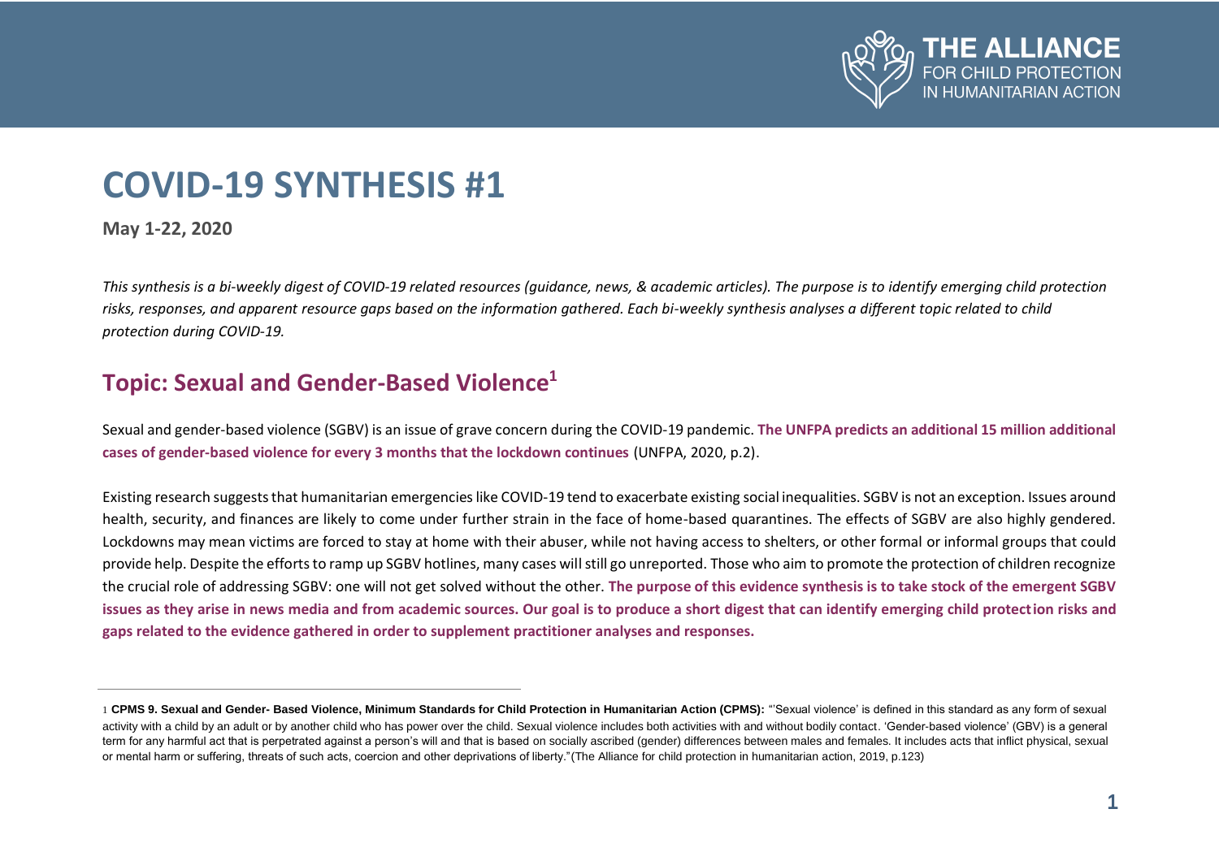# COVID-19 SYNTHESIS #1

**May 1-22, 2020**

*This synthesis is a bi-weekly digest of COVID-19 related resources (guidance, news, & academic articles). The purpose is to identify emerging child protection risks, responses, and apparent resource gaps based on the information gathered. Each bi-weekly synthesis analyses a different topic related to child protection during COVID-19.*

## Topic: Sexual and Gender-Based Violence[1]

Sexual and gender-based violence (SGBV) is an issue of grave concern during the COVID-19 pandemic. **The UNFPA predicts an additional 15 million additional cases of gender-based violence for every 3 months that the lockdown continues** (UNFPA, 2020, p.2).

Existing research suggests that humanitarian emergencies like COVID-19 tend to exacerbate existing social inequalities. SGBV is not an exception. Issues around health, security, and finances are likely to come under further strain in the face of home-based quarantines. The effects of SGBV are also highly gendered. Lockdowns may mean victims are forced to stay at home with their abuser, while not having access to shelters, or other formal or informal groups that could provide help. Despite the efforts to ramp up SGBV hotlines, many cases will still go unreported. Those who aim to promote the protection of children recognize the crucial role of addressing SGBV: one will not get solved without the other. **The purpose of this evidence synthesis is to take stock of the emergent SGBV issues as they arise in news media and from academic sources. Our goal is to produce a short digest that can identify emerging child protection risks and gaps related to the evidence gathered in order to supplement practitioner analyses and responses.**

---

[1] **CPMS 9. Sexual and Gender- Based Violence, Minimum Standards for Child Protection in Humanitarian Action (CPMS):** "'Sexual violence' is defined in this standard as any form of sexual activity with a child by an adult or by another child who has power over the child. Sexual violence includes both activities with and without bodily contact. 'Gender-based violence' (GBV) is a general term for any harmful act that is perpetrated against a person's will and that is based on socially ascribed (gender) differences between males and females. It includes acts that inflict physical, sexual or mental harm or suffering, threats of such acts, coercion and other deprivations of liberty."(The Alliance for child protection in humanitarian action, 2019, p.123)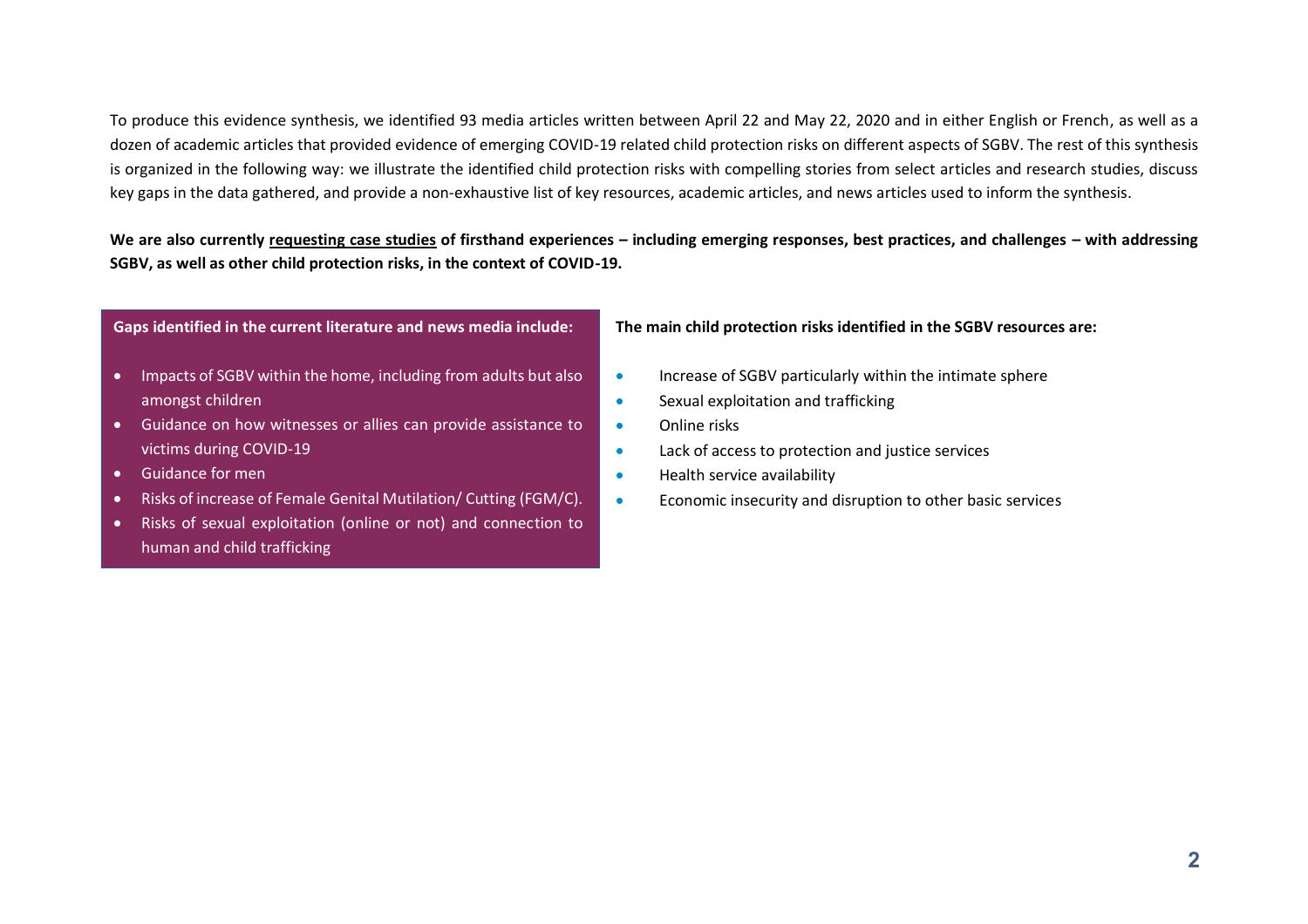To produce this evidence synthesis, we identified 93 media articles written between April 22 and May 22, 2020 and in either English or French, as well as a dozen of academic articles that provided evidence of emerging COVID-19 related child protection risks on different aspects of SGBV. The rest of this synthesis is organized in the following way: we illustrate the identified child protection risks with compelling stories from select articles and research studies, discuss key gaps in the data gathered, and provide a non-exhaustive list of key resources, academic articles, and news articles used to inform the synthesis.

**We are also currently requesting case studies of firsthand experiences – including emerging responses, best practices, and challenges – with addressing SGBV, as well as other child protection risks, in the context of COVID-19.**

**Gaps identified in the current literature and news media include:**

- Impacts of SGBV within the home, including from adults but also amongst children
- Guidance on how witnesses or allies can provide assistance to victims during COVID-19
- Guidance for men
- Risks of increase of Female Genital Mutilation/ Cutting (FGM/C).
- Risks of sexual exploitation (online or not) and connection to human and child trafficking

**The main child protection risks identified in the SGBV resources are:**

- Increase of SGBV particularly within the intimate sphere
- Sexual exploitation and trafficking
- Online risks
- Lack of access to protection and justice services
- Health service availability
- Economic insecurity and disruption to other basic services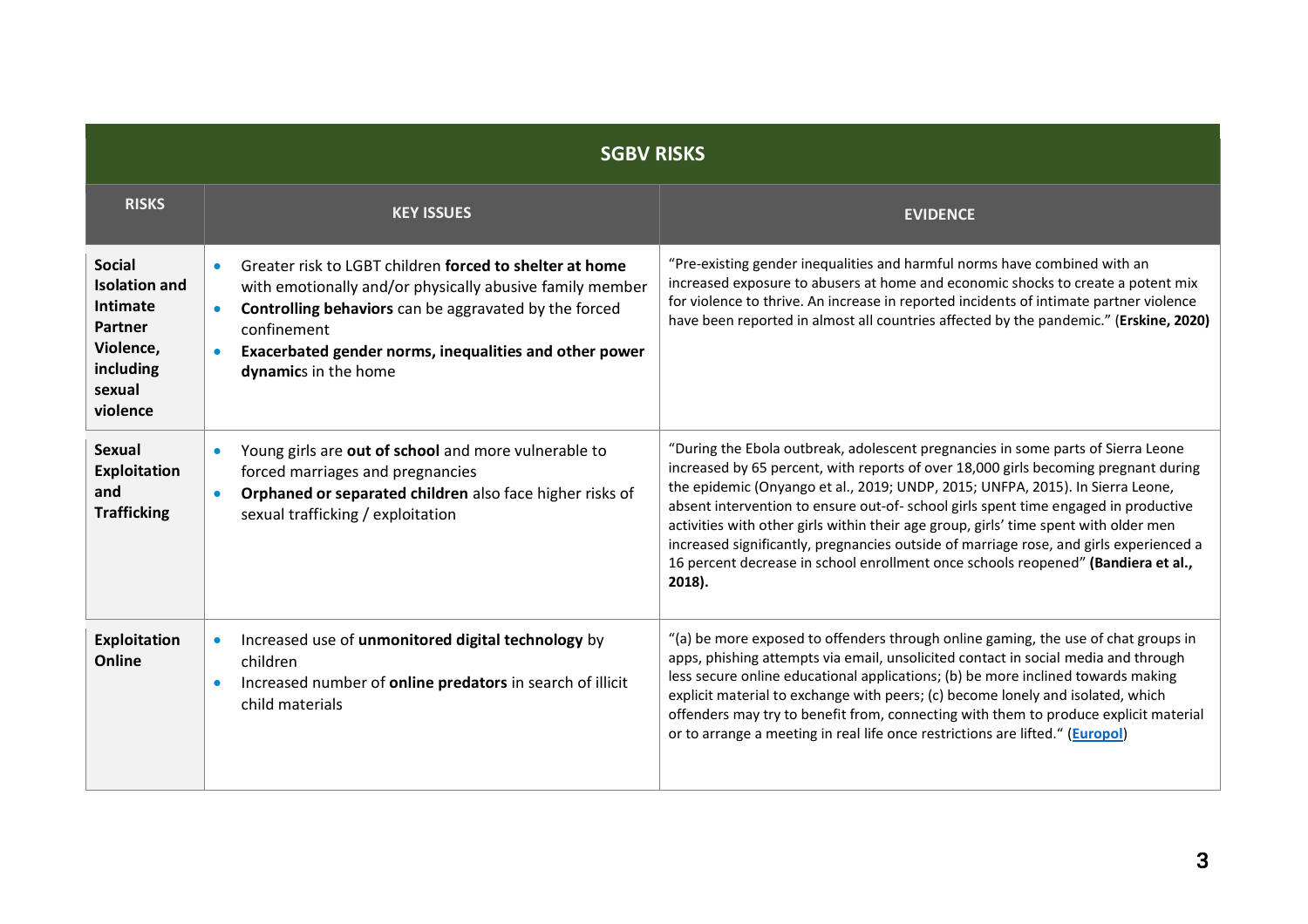| SGBV RISKS | | |
|---|---|---|
| **RISKS** | **KEY ISSUES** | **EVIDENCE** |
| **Social Isolation and Intimate Partner Violence, including sexual violence** | • Greater risk to LGBT children **forced to shelter at home** with emotionally and/or physically abusive family member<br>• **Controlling behaviors** can be aggravated by the forced confinement<br>• **Exacerbated gender norms, inequalities and other power dynamic**s in the home | "Pre-existing gender inequalities and harmful norms have combined with an increased exposure to abusers at home and economic shocks to create a potent mix for violence to thrive. An increase in reported incidents of intimate partner violence have been reported in almost all countries affected by the pandemic." (**Erskine, 2020)** |
| **Sexual Exploitation and Trafficking** | • Young girls are **out of school** and more vulnerable to forced marriages and pregnancies<br>• **Orphaned or separated children** also face higher risks of sexual trafficking / exploitation | "During the Ebola outbreak, adolescent pregnancies in some parts of Sierra Leone increased by 65 percent, with reports of over 18,000 girls becoming pregnant during the epidemic (Onyango et al., 2019; UNDP, 2015; UNFPA, 2015). In Sierra Leone, absent intervention to ensure out-of- school girls spent time engaged in productive activities with other girls within their age group, girls' time spent with older men increased significantly, pregnancies outside of marriage rose, and girls experienced a 16 percent decrease in school enrollment once schools reopened" **(Bandiera et al., 2018).** |
| **Exploitation Online** | • Increased use of **unmonitored digital technology** by children<br>• Increased number of **online predators** in search of illicit child materials | "(a) be more exposed to offenders through online gaming, the use of chat groups in apps, phishing attempts via email, unsolicited contact in social media and through less secure online educational applications; (b) be more inclined towards making explicit material to exchange with peers; (c) become lonely and isolated, which offenders may try to benefit from, connecting with them to produce explicit material or to arrange a meeting in real life once restrictions are lifted." (**Europol**) |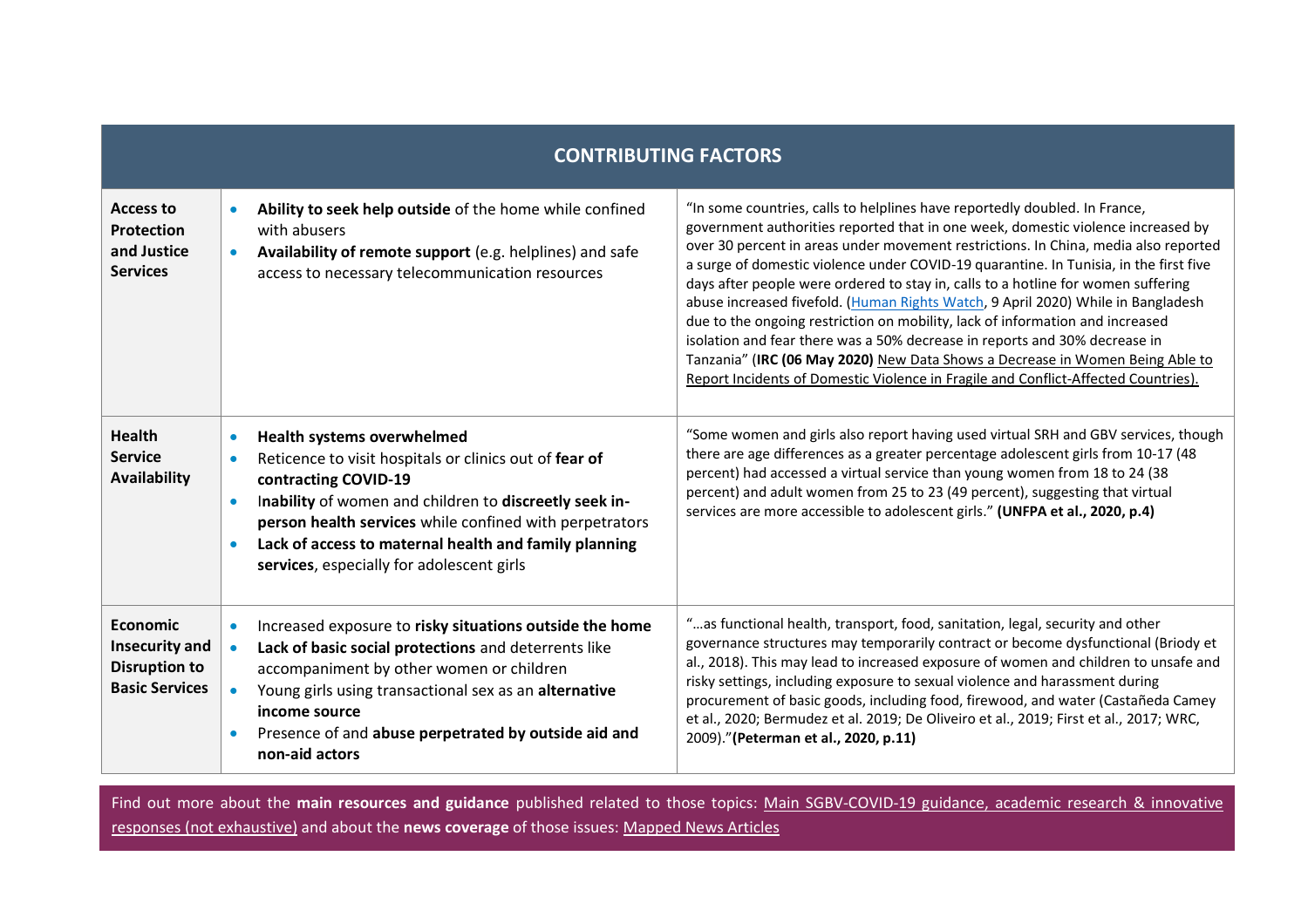| CONTRIBUTING FACTORS | | |
|---|---|---|
| **Access to Protection and Justice Services** | • **Ability to seek help outside** of the home while confined with abusers<br>• **Availability of remote support** (e.g. helplines) and safe access to necessary telecommunication resources | "In some countries, calls to helplines have reportedly doubled. In France, government authorities reported that in one week, domestic violence increased by over 30 percent in areas under movement restrictions. In China, media also reported a surge of domestic violence under COVID-19 quarantine. In Tunisia, in the first five days after people were ordered to stay in, calls to a hotline for women suffering abuse increased fivefold. (Human Rights Watch, 9 April 2020) While in Bangladesh due to the ongoing restriction on mobility, lack of information and increased isolation and fear there was a 50% decrease in reports and 30% decrease in Tanzania" (**IRC (06 May 2020)** New Data Shows a Decrease in Women Being Able to Report Incidents of Domestic Violence in Fragile and Conflict-Affected Countries). |
| **Health Service Availability** | • **Health systems overwhelmed**<br>• Reticence to visit hospitals or clinics out of **fear of contracting COVID-19**<br>• I**nability** of women and children to **discreetly seek in-person health services** while confined with perpetrators<br>• **Lack of access to maternal health and family planning services**, especially for adolescent girls | "Some women and girls also report having used virtual SRH and GBV services, though there are age differences as a greater percentage adolescent girls from 10-17 (48 percent) had accessed a virtual service than young women from 18 to 24 (38 percent) and adult women from 25 to 23 (49 percent), suggesting that virtual services are more accessible to adolescent girls." **(UNFPA et al., 2020, p.4)** |
| **Economic Insecurity and Disruption to Basic Services** | • Increased exposure to **risky situations outside the home**<br>• **Lack of basic social protections** and deterrents like accompaniment by other women or children<br>• Young girls using transactional sex as an **alternative income source**<br>• Presence of and **abuse perpetrated by outside aid and non-aid actors** | "…as functional health, transport, food, sanitation, legal, security and other governance structures may temporarily contract or become dysfunctional (Briody et al., 2018). This may lead to increased exposure of women and children to unsafe and risky settings, including exposure to sexual violence and harassment during procurement of basic goods, including food, firewood, and water (Castañeda Camey et al., 2020; Bermudez et al. 2019; De Oliveiro et al., 2019; First et al., 2017; WRC, 2009)."**(Peterman et al., 2020, p.11)** |

Find out more about the **main resources and guidance** published related to those topics: Main SGBV-COVID-19 guidance, academic research & innovative responses (not exhaustive) and about the **news coverage** of those issues: Mapped News Articles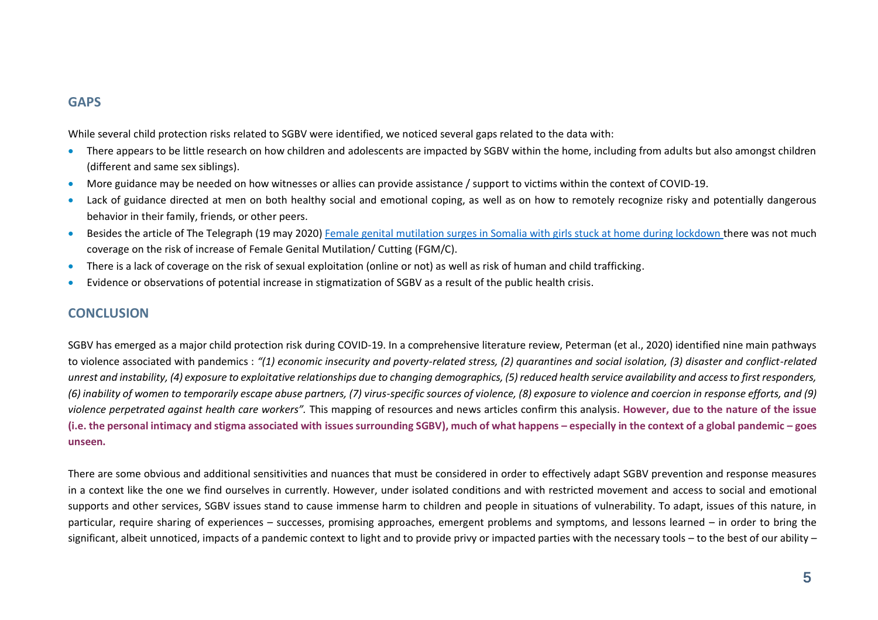## GAPS

While several child protection risks related to SGBV were identified, we noticed several gaps related to the data with:

- There appears to be little research on how children and adolescents are impacted by SGBV within the home, including from adults but also amongst children (different and same sex siblings).
- More guidance may be needed on how witnesses or allies can provide assistance / support to victims within the context of COVID-19.
- Lack of guidance directed at men on both healthy social and emotional coping, as well as on how to remotely recognize risky and potentially dangerous behavior in their family, friends, or other peers.
- Besides the article of The Telegraph (19 may 2020) [Female genital mutilation surges in Somalia with girls stuck at home during lockdown](#) there was not much coverage on the risk of increase of Female Genital Mutilation/ Cutting (FGM/C).
- There is a lack of coverage on the risk of sexual exploitation (online or not) as well as risk of human and child trafficking.
- Evidence or observations of potential increase in stigmatization of SGBV as a result of the public health crisis.

## CONCLUSION

SGBV has emerged as a major child protection risk during COVID-19. In a comprehensive literature review, Peterman (et al., 2020) identified nine main pathways to violence associated with pandemics : *"(1) economic insecurity and poverty-related stress, (2) quarantines and social isolation, (3) disaster and conflict-related unrest and instability, (4) exposure to exploitative relationships due to changing demographics, (5) reduced health service availability and access to first responders, (6) inability of women to temporarily escape abuse partners, (7) virus-specific sources of violence, (8) exposure to violence and coercion in response efforts, and (9) violence perpetrated against health care workers".* This mapping of resources and news articles confirm this analysis. **However, due to the nature of the issue (i.e. the personal intimacy and stigma associated with issues surrounding SGBV), much of what happens – especially in the context of a global pandemic – goes unseen.**

There are some obvious and additional sensitivities and nuances that must be considered in order to effectively adapt SGBV prevention and response measures in a context like the one we find ourselves in currently. However, under isolated conditions and with restricted movement and access to social and emotional supports and other services, SGBV issues stand to cause immense harm to children and people in situations of vulnerability. To adapt, issues of this nature, in particular, require sharing of experiences – successes, promising approaches, emergent problems and symptoms, and lessons learned – in order to bring the significant, albeit unnoticed, impacts of a pandemic context to light and to provide privy or impacted parties with the necessary tools – to the best of our ability –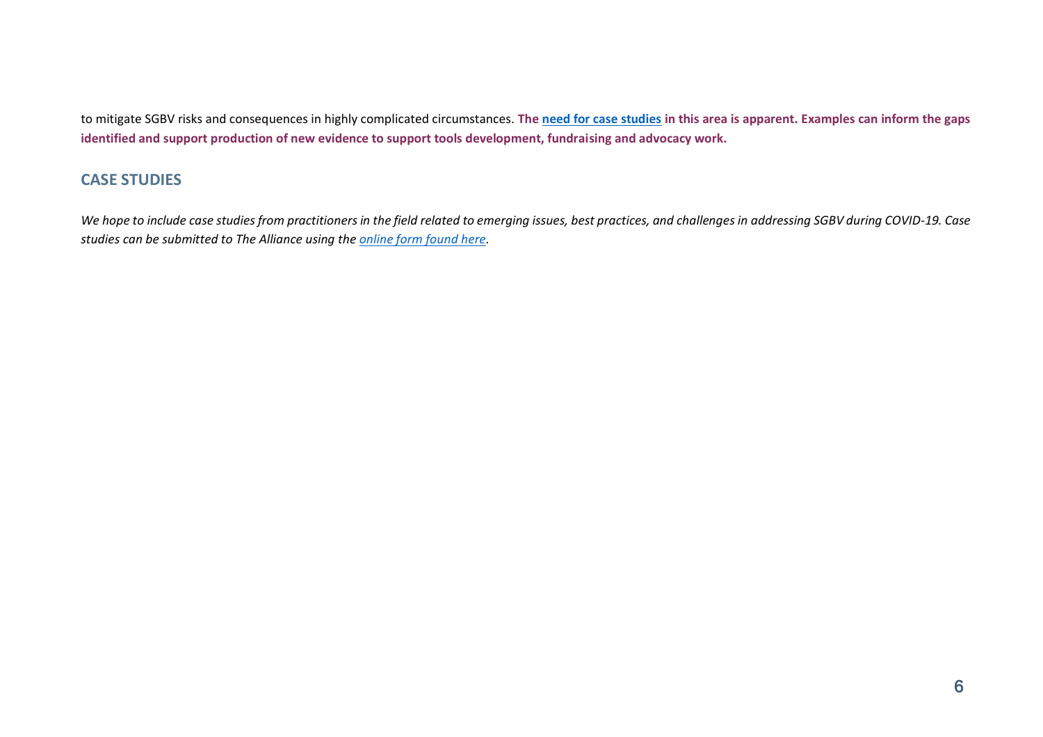to mitigate SGBV risks and consequences in highly complicated circumstances. **The need for case studies in this area is apparent. Examples can inform the gaps identified and support production of new evidence to support tools development, fundraising and advocacy work.**

## CASE STUDIES

*We hope to include case studies from practitioners in the field related to emerging issues, best practices, and challenges in addressing SGBV during COVID-19. Case studies can be submitted to The Alliance using the online form found here.*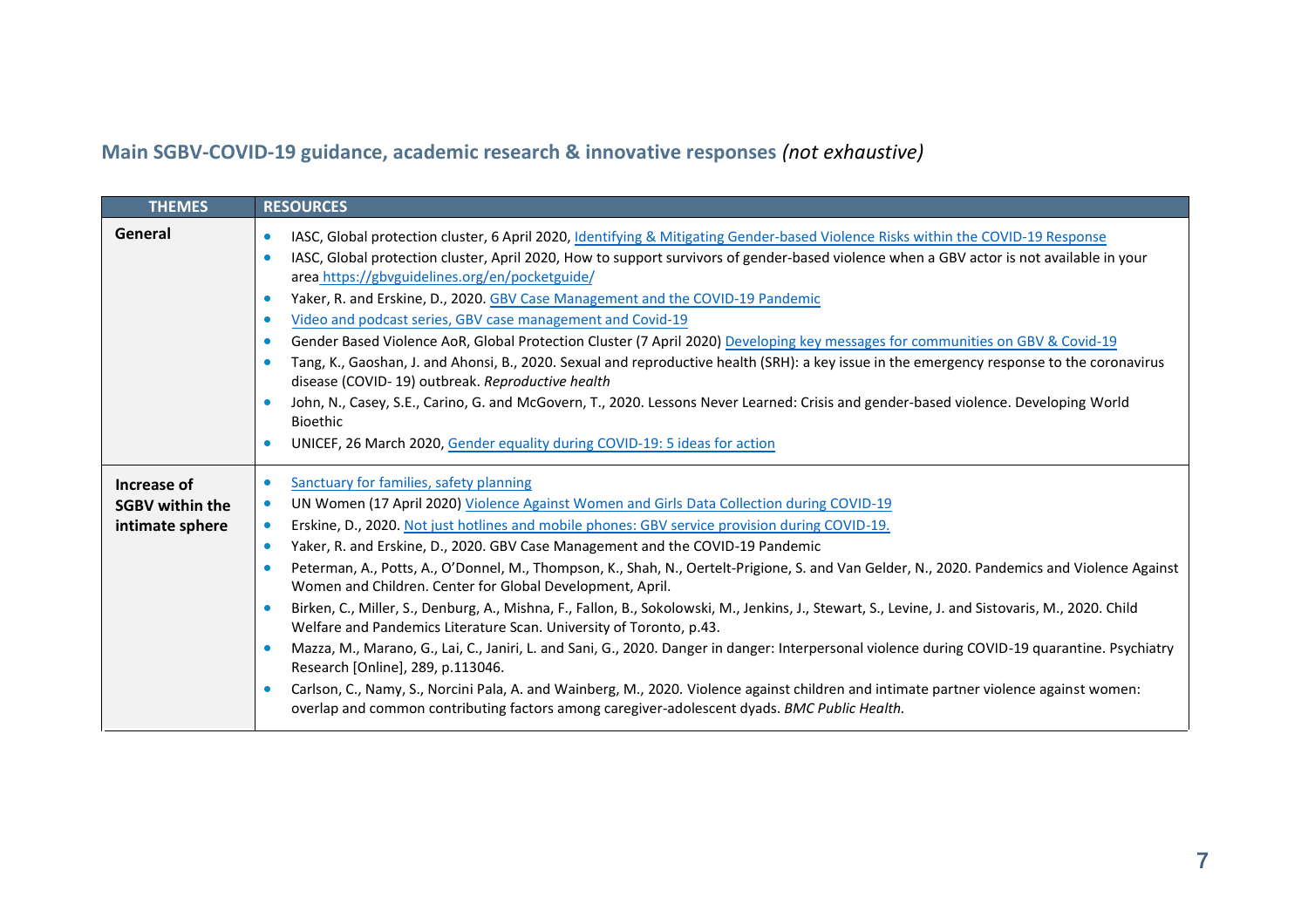## Main SGBV-COVID-19 guidance, academic research & innovative responses *(not exhaustive)*

| THEMES | RESOURCES |
|---|---|
| **General** | • IASC, Global protection cluster, 6 April 2020, Identifying & Mitigating Gender-based Violence Risks within the COVID-19 Response<br>• IASC, Global protection cluster, April 2020, How to support survivors of gender-based violence when a GBV actor is not available in your area https://gbvguidelines.org/en/pocketguide/<br>• Yaker, R. and Erskine, D., 2020. GBV Case Management and the COVID-19 Pandemic<br>• Video and podcast series, GBV case management and Covid-19<br>• Gender Based Violence AoR, Global Protection Cluster (7 April 2020) Developing key messages for communities on GBV & Covid-19<br>• Tang, K., Gaoshan, J. and Ahonsi, B., 2020. Sexual and reproductive health (SRH): a key issue in the emergency response to the coronavirus disease (COVID- 19) outbreak. *Reproductive health*<br>• John, N., Casey, S.E., Carino, G. and McGovern, T., 2020. Lessons Never Learned: Crisis and gender-based violence. Developing World Bioethic<br>• UNICEF, 26 March 2020, Gender equality during COVID-19: 5 ideas for action |
| **Increase of SGBV within the intimate sphere** | • Sanctuary for families, safety planning<br>• UN Women (17 April 2020) Violence Against Women and Girls Data Collection during COVID-19<br>• Erskine, D., 2020. Not just hotlines and mobile phones: GBV service provision during COVID-19.<br>• Yaker, R. and Erskine, D., 2020. GBV Case Management and the COVID-19 Pandemic<br>• Peterman, A., Potts, A., O'Donnel, M., Thompson, K., Shah, N., Oertelt-Prigione, S. and Van Gelder, N., 2020. Pandemics and Violence Against Women and Children. Center for Global Development, April.<br>• Birken, C., Miller, S., Denburg, A., Mishna, F., Fallon, B., Sokolowski, M., Jenkins, J., Stewart, S., Levine, J. and Sistovaris, M., 2020. Child Welfare and Pandemics Literature Scan. University of Toronto, p.43.<br>• Mazza, M., Marano, G., Lai, C., Janiri, L. and Sani, G., 2020. Danger in danger: Interpersonal violence during COVID-19 quarantine. Psychiatry Research [Online], 289, p.113046.<br>• Carlson, C., Namy, S., Norcini Pala, A. and Wainberg, M., 2020. Violence against children and intimate partner violence against women: overlap and common contributing factors among caregiver-adolescent dyads. *BMC Public Health.* |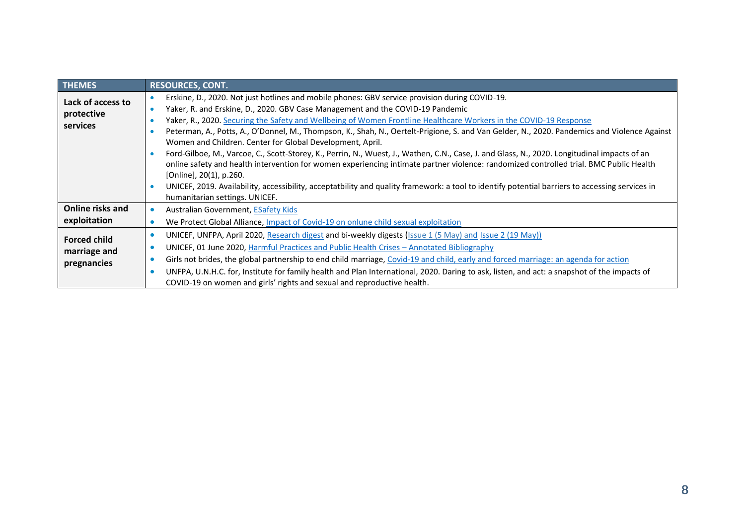| THEMES | RESOURCES, CONT. |
|---|---|
| **Lack of access to protective services** | • Erskine, D., 2020. Not just hotlines and mobile phones: GBV service provision during COVID-19.<br>• Yaker, R. and Erskine, D., 2020. GBV Case Management and the COVID-19 Pandemic<br>• Yaker, R., 2020. Securing the Safety and Wellbeing of Women Frontline Healthcare Workers in the COVID-19 Response<br>• Peterman, A., Potts, A., O'Donnel, M., Thompson, K., Shah, N., Oertelt-Prigione, S. and Van Gelder, N., 2020. Pandemics and Violence Against Women and Children. Center for Global Development, April.<br>• Ford-Gilboe, M., Varcoe, C., Scott-Storey, K., Perrin, N., Wuest, J., Wathen, C.N., Case, J. and Glass, N., 2020. Longitudinal impacts of an online safety and health intervention for women experiencing intimate partner violence: randomized controlled trial. BMC Public Health [Online], 20(1), p.260.<br>• UNICEF, 2019. Availability, accessibility, acceptatbility and quality framework: a tool to identify potential barriers to accessing services in humanitarian settings. UNICEF. |
| **Online risks and exploitation** | • Australian Government, ESafety Kids<br>• We Protect Global Alliance, Impact of Covid-19 on onlune child sexual exploitation |
| **Forced child marriage and pregnancies** | • UNICEF, UNFPA, April 2020, Research digest and bi-weekly digests (Issue 1 (5 May) and Issue 2 (19 May))<br>• UNICEF, 01 June 2020, Harmful Practices and Public Health Crises – Annotated Bibliography<br>• Girls not brides, the global partnership to end child marriage, Covid-19 and child, early and forced marriage: an agenda for action<br>• UNFPA, U.N.H.C. for, Institute for family health and Plan International, 2020. Daring to ask, listen, and act: a snapshot of the impacts of COVID-19 on women and girls' rights and sexual and reproductive health. |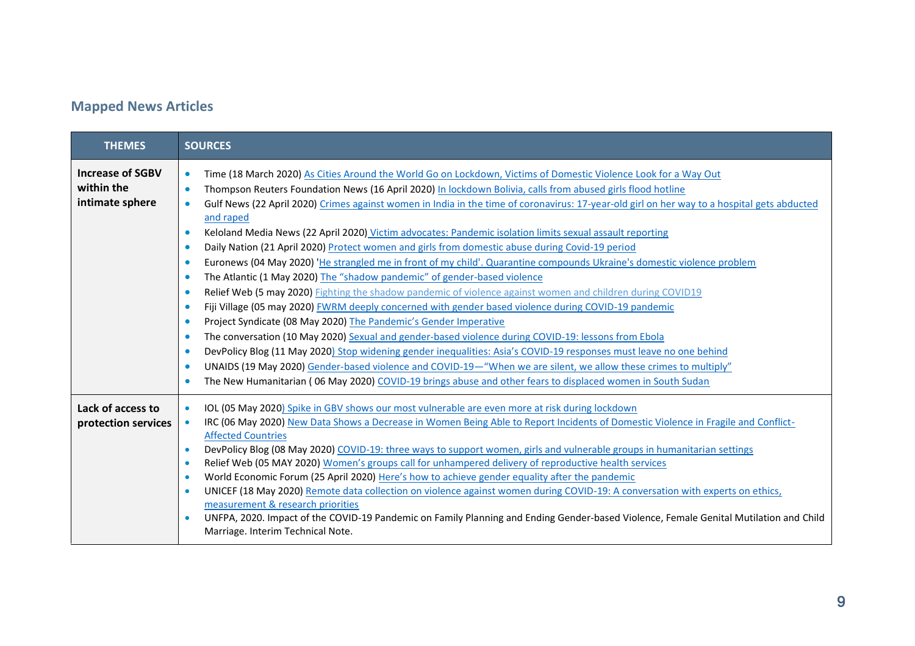## Mapped News Articles

| THEMES | SOURCES |
|---|---|
| **Increase of SGBV within the intimate sphere** | • Time (18 March 2020) As Cities Around the World Go on Lockdown, Victims of Domestic Violence Look for a Way Out<br>• Thompson Reuters Foundation News (16 April 2020) In lockdown Bolivia, calls from abused girls flood hotline<br>• Gulf News (22 April 2020) Crimes against women in India in the time of coronavirus: 17-year-old girl on her way to a hospital gets abducted and raped<br>• Keloland Media News (22 April 2020) Victim advocates: Pandemic isolation limits sexual assault reporting<br>• Daily Nation (21 April 2020) Protect women and girls from domestic abuse during Covid-19 period<br>• Euronews (04 May 2020) 'He strangled me in front of my child'. Quarantine compounds Ukraine's domestic violence problem<br>• The Atlantic (1 May 2020) The "shadow pandemic" of gender-based violence<br>• Relief Web (5 may 2020) Fighting the shadow pandemic of violence against women and children during COVID19<br>• Fiji Village (05 may 2020) FWRM deeply concerned with gender based violence during COVID-19 pandemic<br>• Project Syndicate (08 May 2020) The Pandemic's Gender Imperative<br>• The conversation (10 May 2020) Sexual and gender-based violence during COVID-19: lessons from Ebola<br>• DevPolicy Blog (11 May 2020) Stop widening gender inequalities: Asia's COVID-19 responses must leave no one behind<br>• UNAIDS (19 May 2020) Gender-based violence and COVID-19—"When we are silent, we allow these crimes to multiply"<br>• The New Humanitarian ( 06 May 2020) COVID-19 brings abuse and other fears to displaced women in South Sudan |
| **Lack of access to protection services** | • IOL (05 May 2020) Spike in GBV shows our most vulnerable are even more at risk during lockdown<br>• IRC (06 May 2020) New Data Shows a Decrease in Women Being Able to Report Incidents of Domestic Violence in Fragile and Conflict-Affected Countries<br>• DevPolicy Blog (08 May 2020) COVID-19: three ways to support women, girls and vulnerable groups in humanitarian settings<br>• Relief Web (05 MAY 2020) Women's groups call for unhampered delivery of reproductive health services<br>• World Economic Forum (25 April 2020) Here's how to achieve gender equality after the pandemic<br>• UNICEF (18 May 2020) Remote data collection on violence against women during COVID-19: A conversation with experts on ethics, measurement & research priorities<br>• UNFPA, 2020. Impact of the COVID-19 Pandemic on Family Planning and Ending Gender-based Violence, Female Genital Mutilation and Child Marriage. Interim Technical Note. |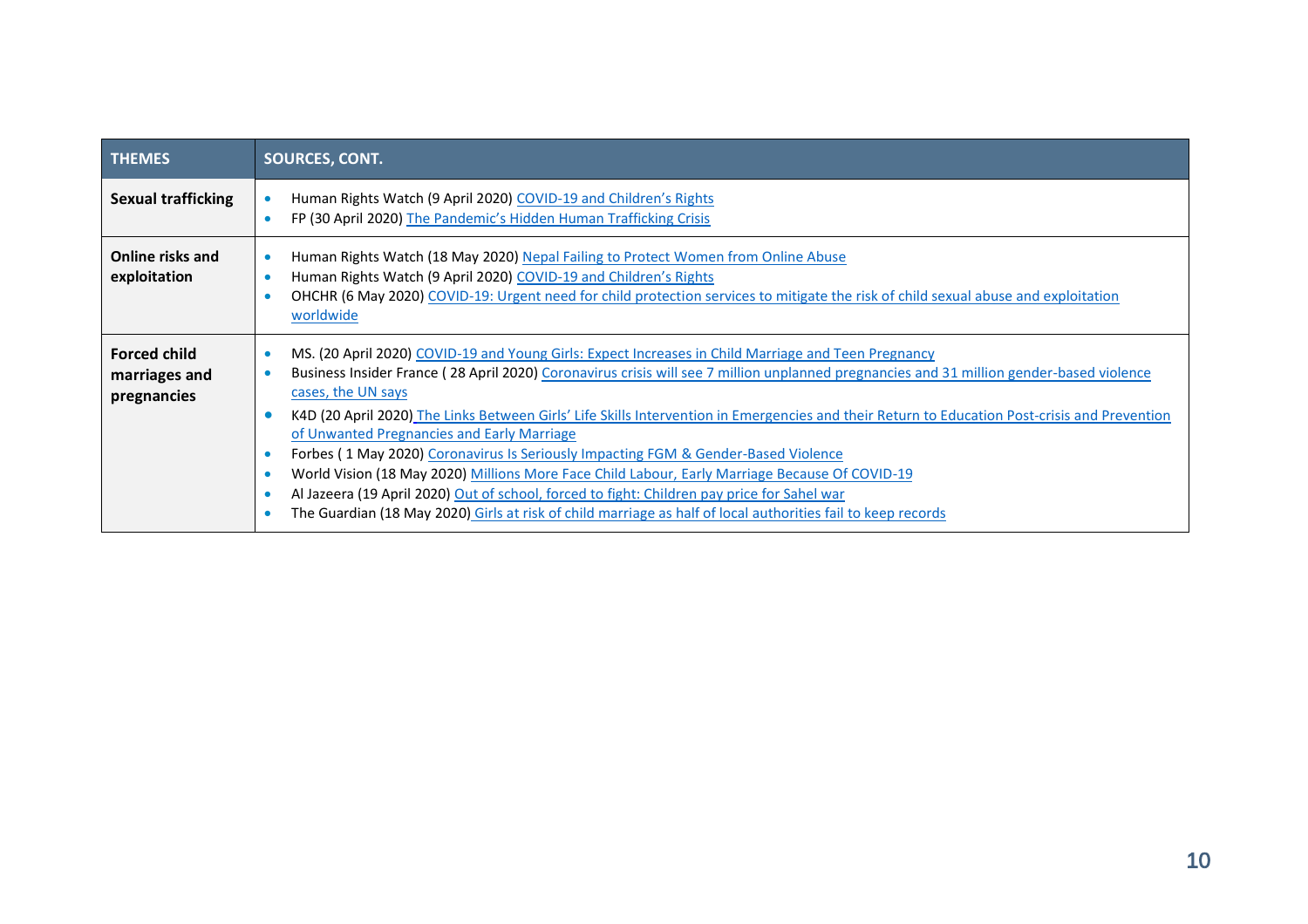| THEMES | SOURCES, CONT. |
|---|---|
| **Sexual trafficking** | • Human Rights Watch (9 April 2020) COVID-19 and Children's Rights<br>• FP (30 April 2020) The Pandemic's Hidden Human Trafficking Crisis |
| **Online risks and exploitation** | • Human Rights Watch (18 May 2020) Nepal Failing to Protect Women from Online Abuse<br>• Human Rights Watch (9 April 2020) COVID-19 and Children's Rights<br>• OHCHR (6 May 2020) COVID-19: Urgent need for child protection services to mitigate the risk of child sexual abuse and exploitation worldwide |
| **Forced child marriages and pregnancies** | • MS. (20 April 2020) COVID-19 and Young Girls: Expect Increases in Child Marriage and Teen Pregnancy<br>• Business Insider France ( 28 April 2020) Coronavirus crisis will see 7 million unplanned pregnancies and 31 million gender-based violence cases, the UN says<br>• K4D (20 April 2020) The Links Between Girls' Life Skills Intervention in Emergencies and their Return to Education Post-crisis and Prevention of Unwanted Pregnancies and Early Marriage<br>• Forbes ( 1 May 2020) Coronavirus Is Seriously Impacting FGM & Gender-Based Violence<br>• World Vision (18 May 2020) Millions More Face Child Labour, Early Marriage Because Of COVID-19<br>• Al Jazeera (19 April 2020) Out of school, forced to fight: Children pay price for Sahel war<br>• The Guardian (18 May 2020) Girls at risk of child marriage as half of local authorities fail to keep records |